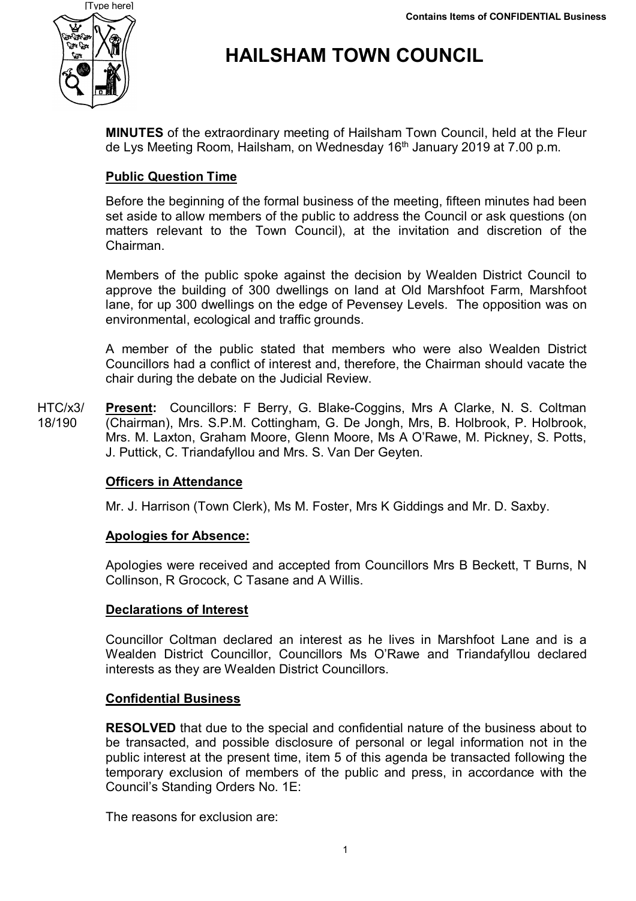[Type here]

Contains Items of CONFIDENTIAL Business

# HAILSHAM TOWN COUNCIL

**MINUTES** of the extraordinary meeting of Hailsham Town Council, held at the Fleur de Lys Meeting Room, Hailsham, on Wednesday 16th January 2019 at 7.00 p.m.

## Public Question Time

Before the beginning of the formal business of the meeting, fifteen minutes had been set aside to allow members of the public to address the Council or ask questions (on matters relevant to the Town Council), at the invitation and discretion of the Chairman.

Members of the public spoke against the decision by Wealden District Council to approve the building of 300 dwellings on land at Old Marshfoot Farm, Marshfoot lane, for up 300 dwellings on the edge of Pevensey Levels. The opposition was on environmental, ecological and traffic grounds.

A member of the public stated that members who were also Wealden District Councillors had a conflict of interest and, therefore, the Chairman should vacate the chair during the debate on the Judicial Review.

HTC/x3/18/190 **Present:** Councillors: F Berry, G. Blake-Coggins, Mrs A Clarke, N. S. Coltman (Chairman), Mrs. S.P.M. Cottingham, G. De Jongh, Mrs, B. Holbrook, P. Holbrook, Mrs. M. Laxton, Graham Moore, Glenn Moore, Ms A O'Rawe, M. Pickney, S. Potts, J. Puttick, C. Triandafyllou and Mrs. S. Van Der Geyten.

## Officers in Attendance

Mr. J. Harrison (Town Clerk), Ms M. Foster, Mrs K Giddings and Mr. D. Saxby.

## Apologies for Absence:

Apologies were received and accepted from Councillors Mrs B Beckett, T Burns, N Collinson, R Grocock, C Tasane and A Willis.

## Declarations of Interest

Councillor Coltman declared an interest as he lives in Marshfoot Lane and is a Wealden District Councillor, Councillors Ms O'Rawe and Triandafyllou declared interests as they are Wealden District Councillors.

## Confidential Business

**RESOLVED** that due to the special and confidential nature of the business about to be transacted, and possible disclosure of personal or legal information not in the public interest at the present time, item 5 of this agenda be transacted following the temporary exclusion of members of the public and press, in accordance with the Council's Standing Orders No. 1E:

The reasons for exclusion are: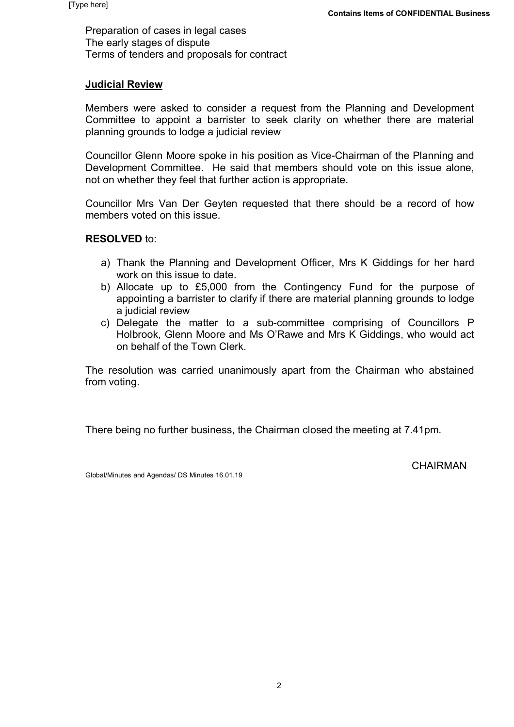Preparation of cases in legal cases
The early stages of dispute
Terms of tenders and proposals for contract

**Judicial Review**

Members were asked to consider a request from the Planning and Development Committee to appoint a barrister to seek clarity on whether there are material planning grounds to lodge a judicial review

Councillor Glenn Moore spoke in his position as Vice-Chairman of the Planning and Development Committee. He said that members should vote on this issue alone, not on whether they feel that further action is appropriate.

Councillor Mrs Van Der Geyten requested that there should be a record of how members voted on this issue.

**RESOLVED** to:

a) Thank the Planning and Development Officer, Mrs K Giddings for her hard work on this issue to date.
b) Allocate up to £5,000 from the Contingency Fund for the purpose of appointing a barrister to clarify if there are material planning grounds to lodge a judicial review
c) Delegate the matter to a sub-committee comprising of Councillors P Holbrook, Glenn Moore and Ms O'Rawe and Mrs K Giddings, who would act on behalf of the Town Clerk.

The resolution was carried unanimously apart from the Chairman who abstained from voting.

There being no further business, the Chairman closed the meeting at 7.41pm.

CHAIRMAN

Global/Minutes and Agendas/ DS Minutes 16.01.19